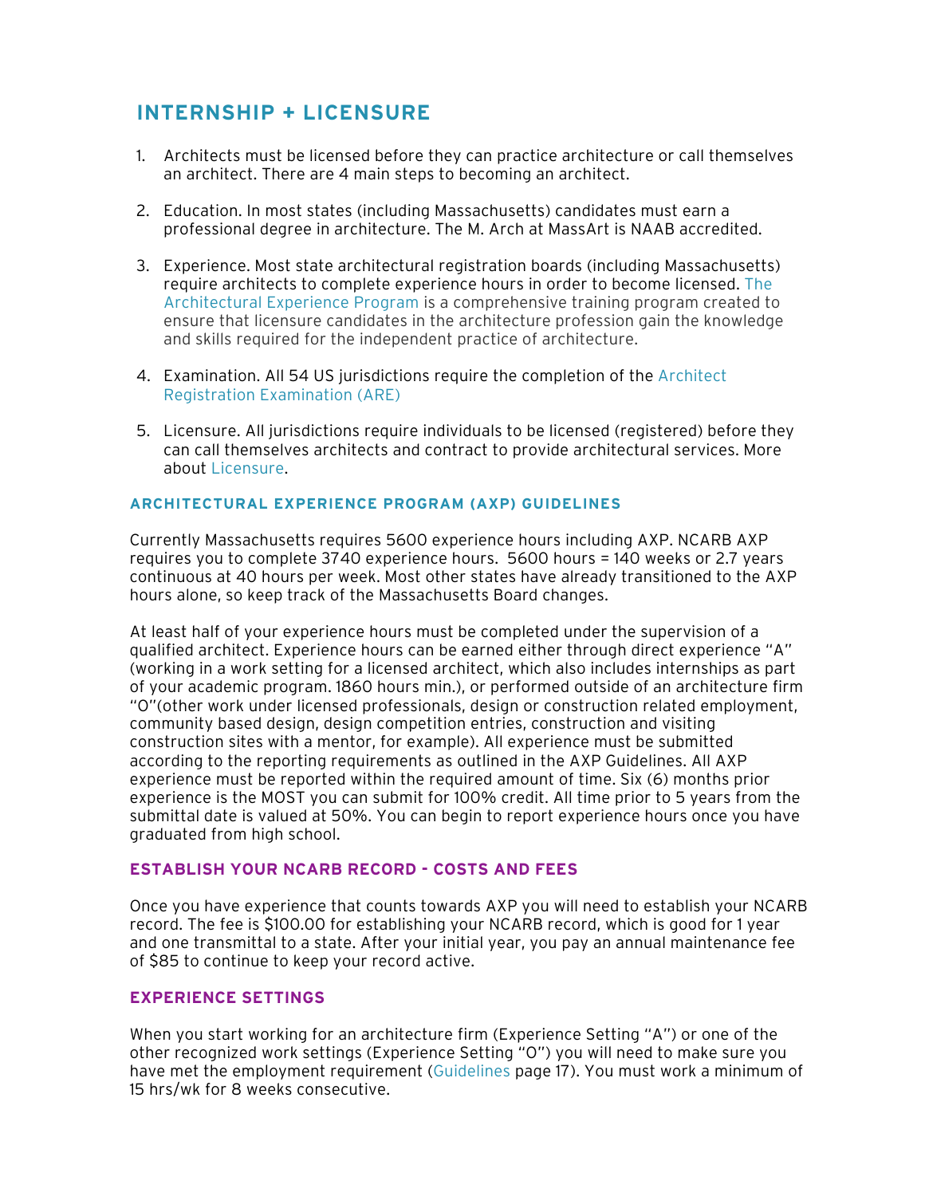# INTERNSHIP + LICENSURE

1. Architects must be licensed before they can practice architecture or call themselves an architect. There are 4 main steps to becoming an architect.

2. Education. In most states (including Massachusetts) candidates must earn a professional degree in architecture. The M. Arch at MassArt is NAAB accredited.

3. Experience. Most state architectural registration boards (including Massachusetts) require architects to complete experience hours in order to become licensed. The Architectural Experience Program is a comprehensive training program created to ensure that licensure candidates in the architecture profession gain the knowledge and skills required for the independent practice of architecture.

4. Examination. All 54 US jurisdictions require the completion of the Architect Registration Examination (ARE)

5. Licensure. All jurisdictions require individuals to be licensed (registered) before they can call themselves architects and contract to provide architectural services. More about Licensure.

## ARCHITECTURAL EXPERIENCE PROGRAM (AXP) GUIDELINES

Currently Massachusetts requires 5600 experience hours including AXP. NCARB AXP requires you to complete 3740 experience hours. 5600 hours = 140 weeks or 2.7 years continuous at 40 hours per week. Most other states have already transitioned to the AXP hours alone, so keep track of the Massachusetts Board changes.

At least half of your experience hours must be completed under the supervision of a qualified architect. Experience hours can be earned either through direct experience "A" (working in a work setting for a licensed architect, which also includes internships as part of your academic program. 1860 hours min.), or performed outside of an architecture firm "O"(other work under licensed professionals, design or construction related employment, community based design, design competition entries, construction and visiting construction sites with a mentor, for example). All experience must be submitted according to the reporting requirements as outlined in the AXP Guidelines. All AXP experience must be reported within the required amount of time. Six (6) months prior experience is the MOST you can submit for 100% credit. All time prior to 5 years from the submittal date is valued at 50%. You can begin to report experience hours once you have graduated from high school.

## ESTABLISH YOUR NCARB RECORD - COSTS AND FEES

Once you have experience that counts towards AXP you will need to establish your NCARB record. The fee is $100.00 for establishing your NCARB record, which is good for 1 year and one transmittal to a state. After your initial year, you pay an annual maintenance fee of $85 to continue to keep your record active.

## EXPERIENCE SETTINGS

When you start working for an architecture firm (Experience Setting "A") or one of the other recognized work settings (Experience Setting "O") you will need to make sure you have met the employment requirement (Guidelines page 17). You must work a minimum of 15 hrs/wk for 8 weeks consecutive.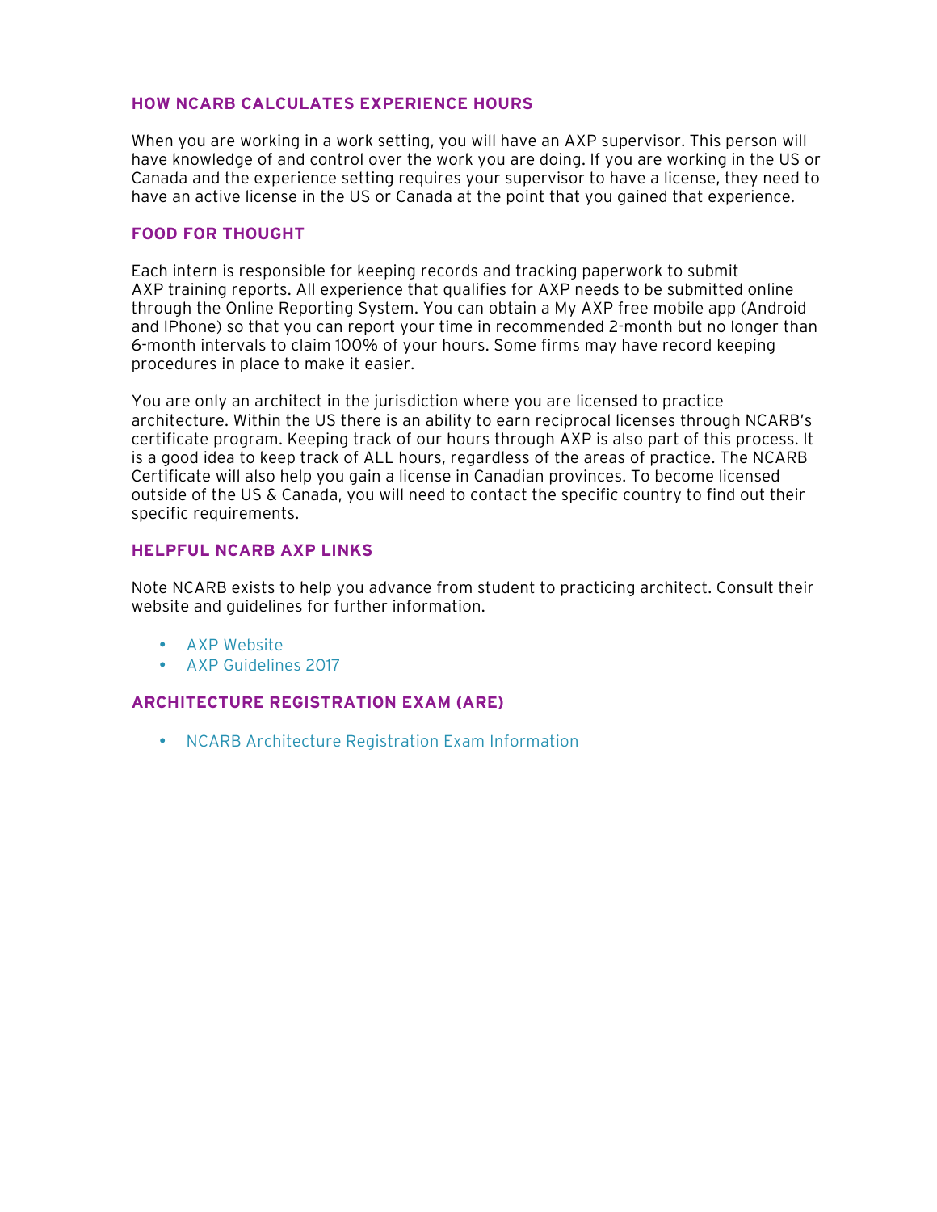## HOW NCARB CALCULATES EXPERIENCE HOURS

When you are working in a work setting, you will have an AXP supervisor. This person will have knowledge of and control over the work you are doing. If you are working in the US or Canada and the experience setting requires your supervisor to have a license, they need to have an active license in the US or Canada at the point that you gained that experience.

## FOOD FOR THOUGHT

Each intern is responsible for keeping records and tracking paperwork to submit AXP training reports. All experience that qualifies for AXP needs to be submitted online through the Online Reporting System. You can obtain a My AXP free mobile app (Android and IPhone) so that you can report your time in recommended 2-month but no longer than 6-month intervals to claim 100% of your hours. Some firms may have record keeping procedures in place to make it easier.

You are only an architect in the jurisdiction where you are licensed to practice architecture. Within the US there is an ability to earn reciprocal licenses through NCARB's certificate program. Keeping track of our hours through AXP is also part of this process. It is a good idea to keep track of ALL hours, regardless of the areas of practice. The NCARB Certificate will also help you gain a license in Canadian provinces. To become licensed outside of the US & Canada, you will need to contact the specific country to find out their specific requirements.

## HELPFUL NCARB AXP LINKS

Note NCARB exists to help you advance from student to practicing architect. Consult their website and guidelines for further information.

- AXP Website
- AXP Guidelines 2017

## ARCHITECTURE REGISTRATION EXAM (ARE)

- NCARB Architecture Registration Exam Information